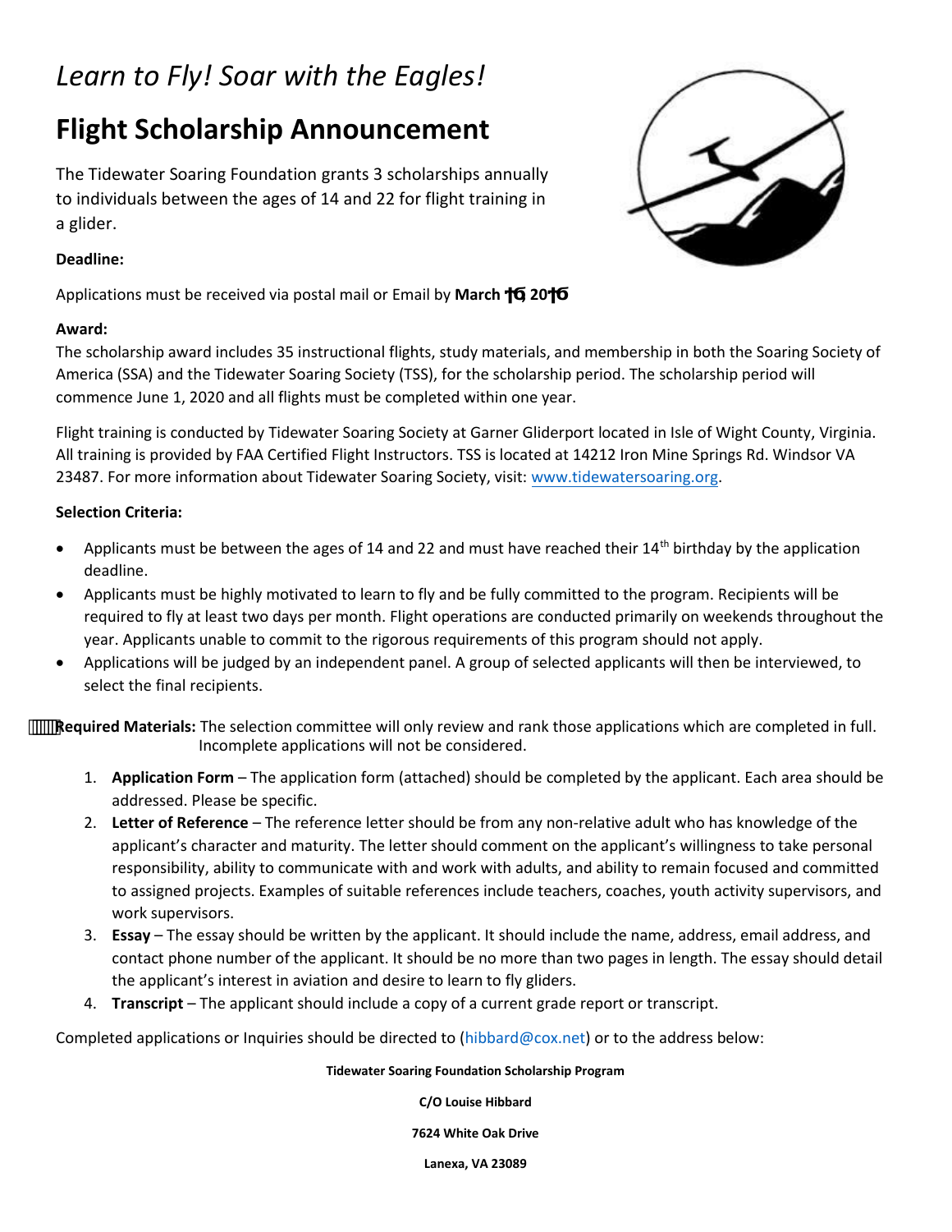*Learn to Fly! Soar with the Eagles!*

# Flight Scholarship Announcement

The Tidewater Soaring Foundation grants 3 scholarships annually to individuals between the ages of 14 and 22 for flight training in a glider.

**Deadline:**

Applications must be received via postal mail or Email by **March 16, 2016**

**Award:**

The scholarship award includes 35 instructional flights, study materials, and membership in both the Soaring Society of America (SSA) and the Tidewater Soaring Society (TSS), for the scholarship period. The scholarship period will commence June 1, 2020 and all flights must be completed within one year.

Flight training is conducted by Tidewater Soaring Society at Garner Gliderport located in Isle of Wight County, Virginia. All training is provided by FAA Certified Flight Instructors. TSS is located at 14212 Iron Mine Springs Rd. Windsor VA 23487. For more information about Tidewater Soaring Society, visit: www.tidewatersoaring.org.

**Selection Criteria:**

- Applicants must be between the ages of 14 and 22 and must have reached their 14th birthday by the application deadline.
- Applicants must be highly motivated to learn to fly and be fully committed to the program. Recipients will be required to fly at least two days per month. Flight operations are conducted primarily on weekends throughout the year. Applicants unable to commit to the rigorous requirements of this program should not apply.
- Applications will be judged by an independent panel. A group of selected applicants will then be interviewed, to select the final recipients.

**Required Materials:** The selection committee will only review and rank those applications which are completed in full. Incomplete applications will not be considered.

1. **Application Form** – The application form (attached) should be completed by the applicant. Each area should be addressed. Please be specific.
2. **Letter of Reference** – The reference letter should be from any non-relative adult who has knowledge of the applicant's character and maturity. The letter should comment on the applicant's willingness to take personal responsibility, ability to communicate with and work with adults, and ability to remain focused and committed to assigned projects. Examples of suitable references include teachers, coaches, youth activity supervisors, and work supervisors.
3. **Essay** – The essay should be written by the applicant. It should include the name, address, email address, and contact phone number of the applicant. It should be no more than two pages in length. The essay should detail the applicant's interest in aviation and desire to learn to fly gliders.
4. **Transcript** – The applicant should include a copy of a current grade report or transcript.

Completed applications or Inquiries should be directed to (hibbard@cox.net) or to the address below:

**Tidewater Soaring Foundation Scholarship Program**

**C/O Louise Hibbard**

**7624 White Oak Drive**

**Lanexa, VA 23089**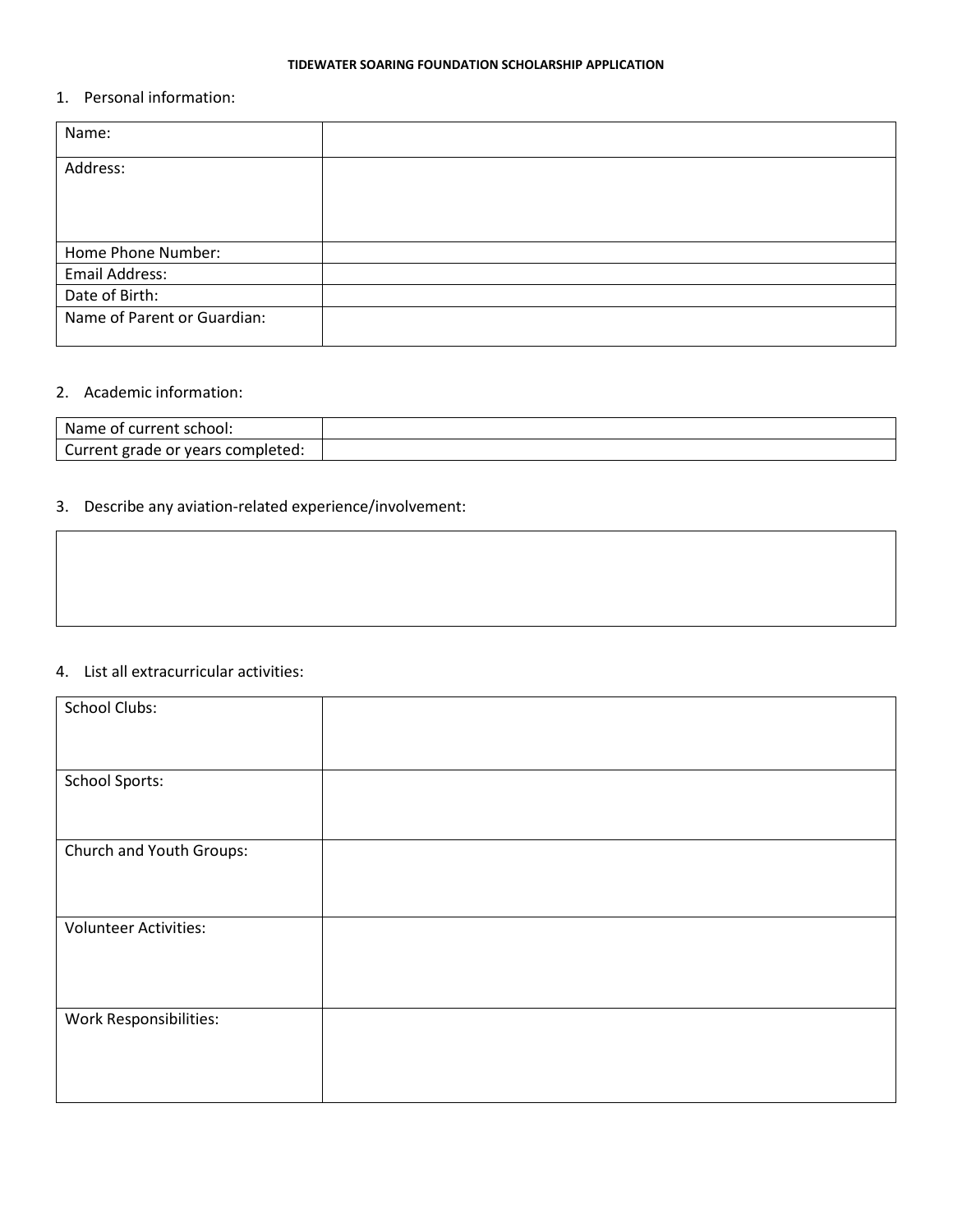**TIDEWATER SOARING FOUNDATION SCHOLARSHIP APPLICATION**

1. Personal information:

| Name: | |
|---|---|
| Address: | |
| Home Phone Number: | |
| Email Address: | |
| Date of Birth: | |
| Name of Parent or Guardian: | |

2. Academic information:

| Name of current school: | |
|---|---|
| Current grade or years completed: | |

3. Describe any aviation-related experience/involvement:

| |
|---|
| |

4. List all extracurricular activities:

| School Clubs: | |
|---|---|
| School Sports: | |
| Church and Youth Groups: | |
| Volunteer Activities: | |
| Work Responsibilities: | |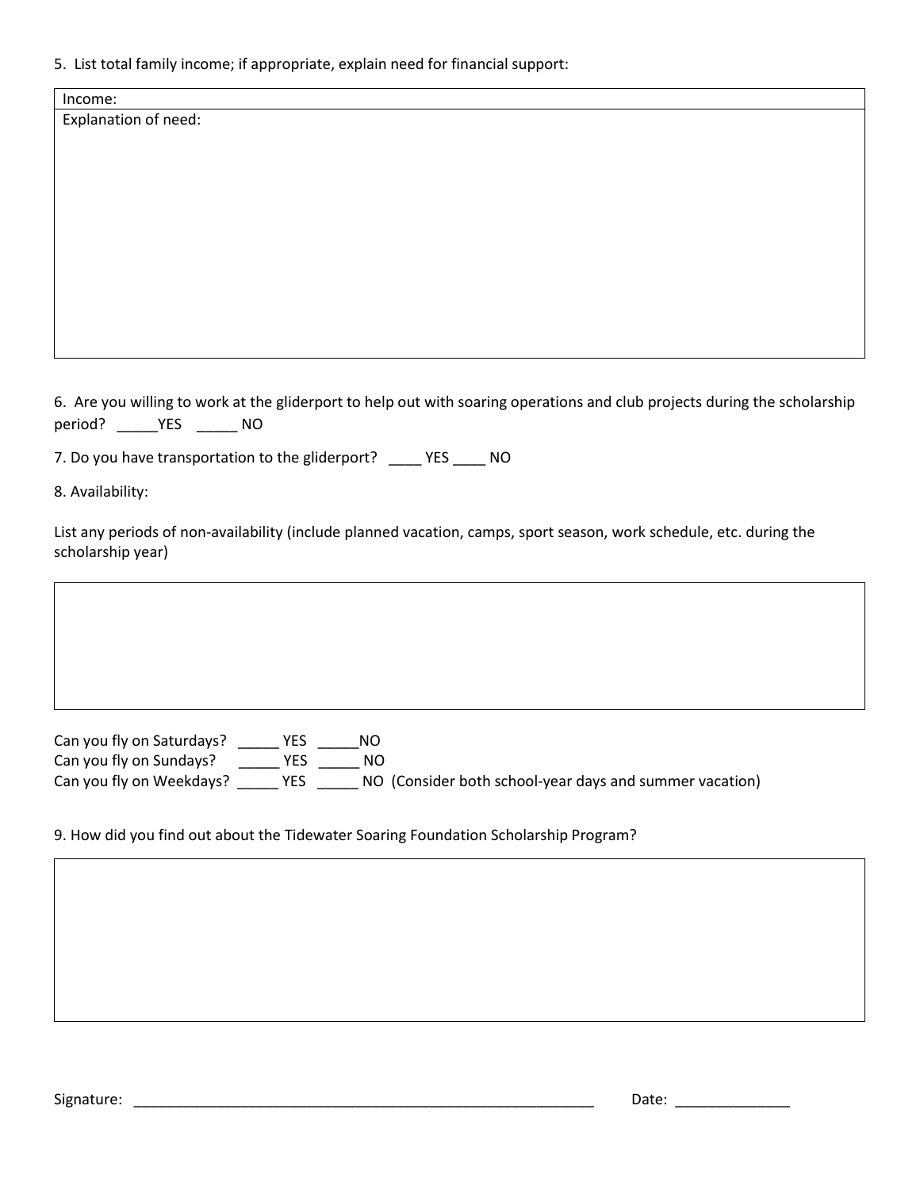5. List total family income; if appropriate, explain need for financial support:

| |
|---|
| Income: |
| Explanation of need: |

6. Are you willing to work at the gliderport to help out with soaring operations and club projects during the scholarship period? _____YES _____ NO

7. Do you have transportation to the gliderport? ____ YES ____ NO

8. Availability:

List any periods of non-availability (include planned vacation, camps, sport season, work schedule, etc. during the scholarship year)

Can you fly on Saturdays? _____ YES _____NO
Can you fly on Sundays? _____ YES _____ NO
Can you fly on Weekdays? _____ YES _____ NO (Consider both school-year days and summer vacation)

9. How did you find out about the Tidewater Soaring Foundation Scholarship Program?

Signature: ____________________________________________________________ Date: ______________